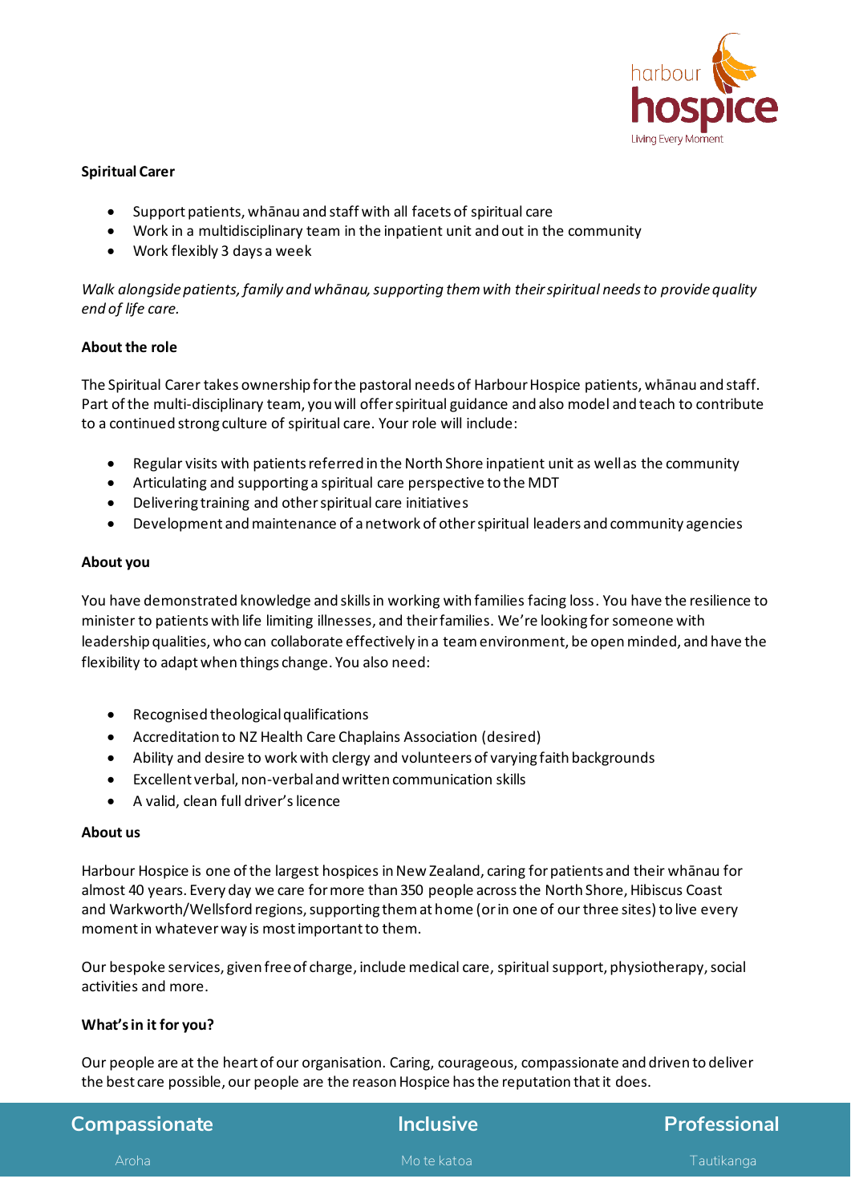**Spiritual Carer**

- Support patients, whānau and staff with all facets of spiritual care
- Work in a multidisciplinary team in the inpatient unit and out in the community
- Work flexibly 3 days a week

*Walk alongside patients, family and whānau, supporting them with their spiritual needs to provide quality end of life care.*

**About the role**

The Spiritual Carer takes ownership for the pastoral needs of Harbour Hospice patients, whānau and staff. Part of the multi-disciplinary team, you will offer spiritual guidance and also model and teach to contribute to a continued strong culture of spiritual care. Your role will include:

- Regular visits with patients referred in the North Shore inpatient unit as well as the community
- Articulating and supporting a spiritual care perspective to the MDT
- Delivering training and other spiritual care initiatives
- Development and maintenance of a network of other spiritual leaders and community agencies

**About you**

You have demonstrated knowledge and skills in working with families facing loss. You have the resilience to minister to patients with life limiting illnesses, and their families. We're looking for someone with leadership qualities, who can collaborate effectively in a team environment, be open minded, and have the flexibility to adapt when things change. You also need:

- Recognised theological qualifications
- Accreditation to NZ Health Care Chaplains Association (desired)
- Ability and desire to work with clergy and volunteers of varying faith backgrounds
- Excellent verbal, non-verbal and written communication skills
- A valid, clean full driver's licence

**About us**

Harbour Hospice is one of the largest hospices in New Zealand, caring for patients and their whānau for almost 40 years. Every day we care for more than 350 people across the North Shore, Hibiscus Coast and Warkworth/Wellsford regions, supporting them at home (or in one of our three sites) to live every moment in whatever way is most important to them.

Our bespoke services, given free of charge, include medical care, spiritual support, physiotherapy, social activities and more.

**What's in it for you?**

Our people are at the heart of our organisation. Caring, courageous, compassionate and driven to deliver the best care possible, our people are the reason Hospice has the reputation that it does.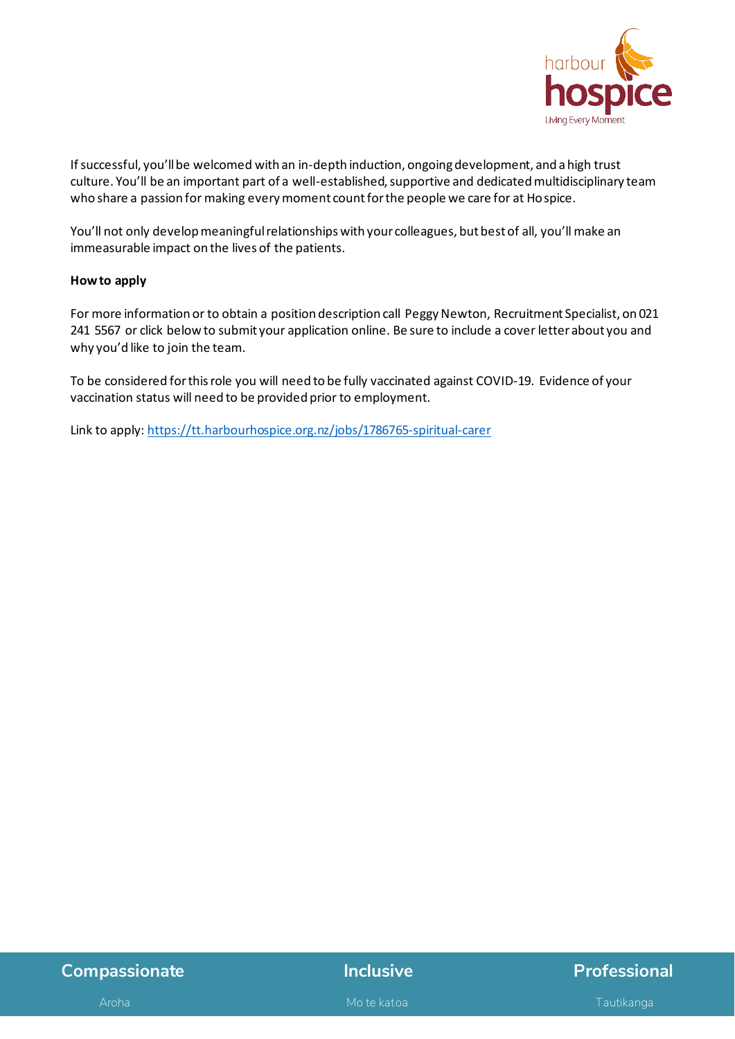If successful, you'll be welcomed with an in-depth induction, ongoing development, and a high trust culture. You'll be an important part of a well-established, supportive and dedicated multidisciplinary team who share a passion for making every moment count for the people we care for at Hospice.

You'll not only develop meaningful relationships with your colleagues, but best of all, you'll make an immeasurable impact on the lives of the patients.

**How to apply**

For more information or to obtain a position description call Peggy Newton, Recruitment Specialist, on 021 241 5567 or click below to submit your application online. Be sure to include a cover letter about you and why you'd like to join the team.

To be considered for this role you will need to be fully vaccinated against COVID-19. Evidence of your vaccination status will need to be provided prior to employment.

Link to apply: https://tt.harbourhospice.org.nz/jobs/1786765-spiritual-carer